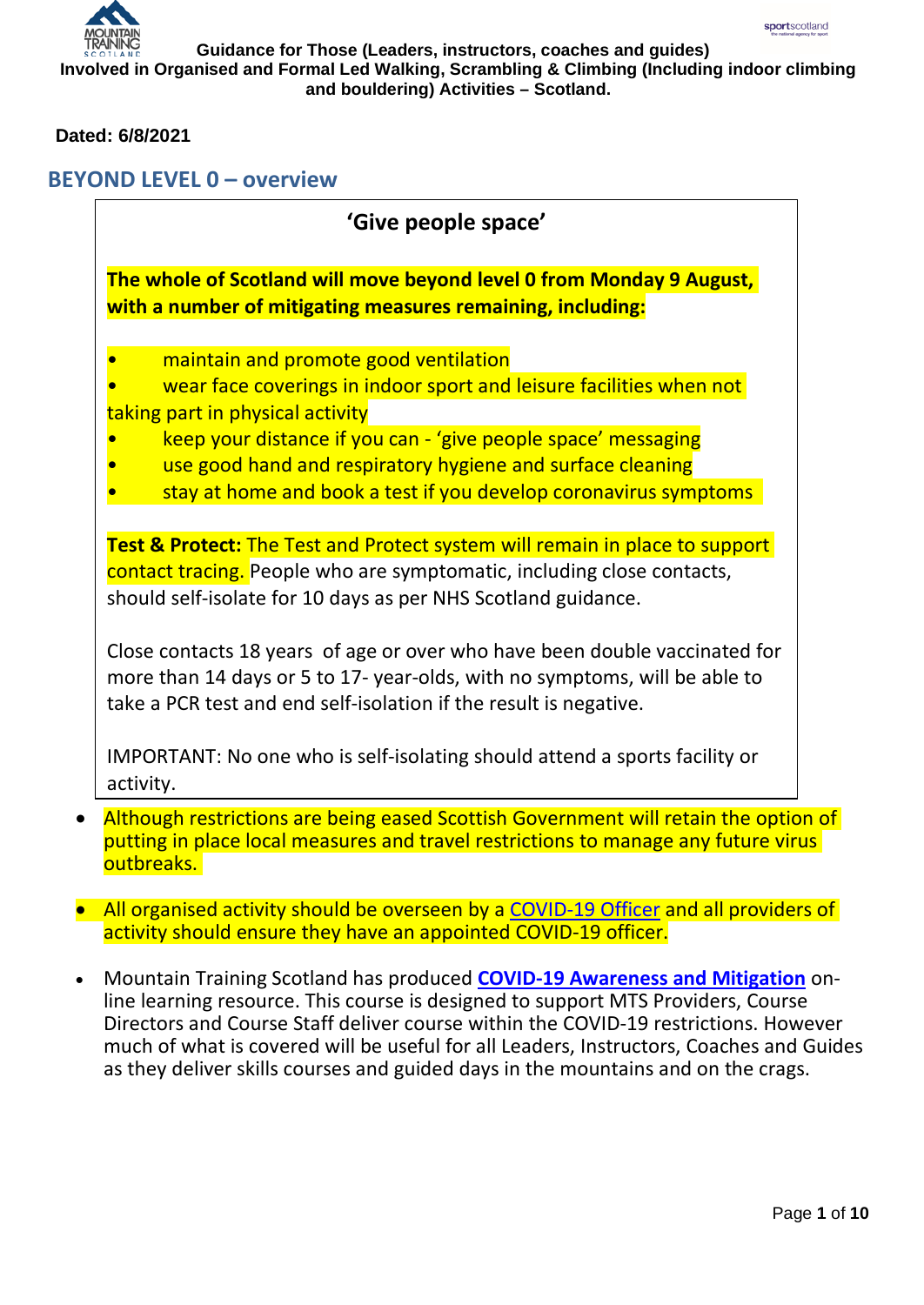**Guidance for Those (Leaders, instructors, coaches and guides) Involved in Organised and Formal Led Walking, Scrambling & Climbing (Including indoor climbing and bouldering) Activities – Scotland.**

**Dated: 6/8/2021**

## BEYOND LEVEL 0 – overview

**'Give people space'**

**The whole of Scotland will move beyond level 0 from Monday 9 August, with a number of mitigating measures remaining, including:**

- maintain and promote good ventilation
- wear face coverings in indoor sport and leisure facilities when not taking part in physical activity
- keep your distance if you can - 'give people space' messaging
- use good hand and respiratory hygiene and surface cleaning
- stay at home and book a test if you develop coronavirus symptoms

**Test & Protect:** The Test and Protect system will remain in place to support contact tracing. People who are symptomatic, including close contacts, should self-isolate for 10 days as per NHS Scotland guidance.

Close contacts 18 years of age or over who have been double vaccinated for more than 14 days or 5 to 17- year-olds, with no symptoms, will be able to take a PCR test and end self-isolation if the result is negative.

IMPORTANT: No one who is self-isolating should attend a sports facility or activity.

- Although restrictions are being eased Scottish Government will retain the option of putting in place local measures and travel restrictions to manage any future virus outbreaks.
- All organised activity should be overseen by a COVID-19 Officer and all providers of activity should ensure they have an appointed COVID-19 officer.
- Mountain Training Scotland has produced **COVID-19 Awareness and Mitigation** on-line learning resource. This course is designed to support MTS Providers, Course Directors and Course Staff deliver course within the COVID-19 restrictions. However much of what is covered will be useful for all Leaders, Instructors, Coaches and Guides as they deliver skills courses and guided days in the mountains and on the crags.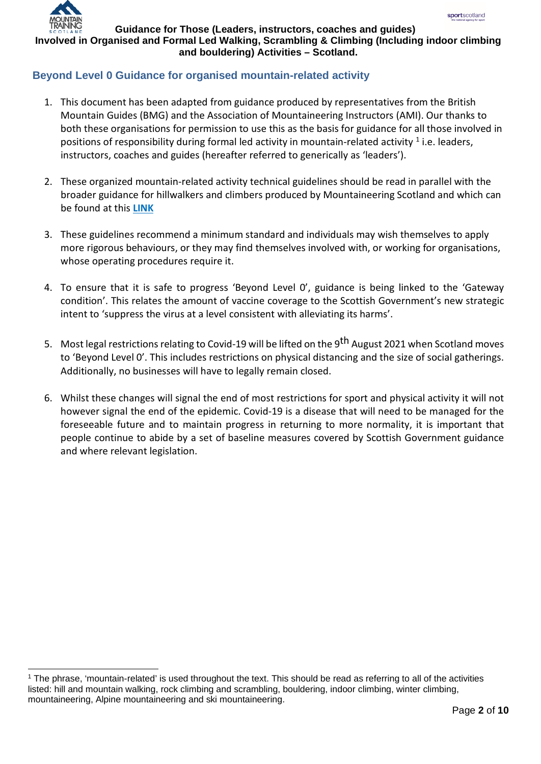## Beyond Level 0 Guidance for organised mountain-related activity

1. This document has been adapted from guidance produced by representatives from the British Mountain Guides (BMG) and the Association of Mountaineering Instructors (AMI). Our thanks to both these organisations for permission to use this as the basis for guidance for all those involved in positions of responsibility during formal led activity in mountain-related activity [1] i.e. leaders, instructors, coaches and guides (hereafter referred to generically as 'leaders').

2. These organized mountain-related activity technical guidelines should be read in parallel with the broader guidance for hillwalkers and climbers produced by Mountaineering Scotland and which can be found at this **LINK**

3. These guidelines recommend a minimum standard and individuals may wish themselves to apply more rigorous behaviours, or they may find themselves involved with, or working for organisations, whose operating procedures require it.

4. To ensure that it is safe to progress 'Beyond Level 0', guidance is being linked to the 'Gateway condition'. This relates the amount of vaccine coverage to the Scottish Government's new strategic intent to 'suppress the virus at a level consistent with alleviating its harms'.

5. Most legal restrictions relating to Covid-19 will be lifted on the 9th August 2021 when Scotland moves to 'Beyond Level 0'. This includes restrictions on physical distancing and the size of social gatherings. Additionally, no businesses will have to legally remain closed.

6. Whilst these changes will signal the end of most restrictions for sport and physical activity it will not however signal the end of the epidemic. Covid-19 is a disease that will need to be managed for the foreseeable future and to maintain progress in returning to more normality, it is important that people continue to abide by a set of baseline measures covered by Scottish Government guidance and where relevant legislation.

---

[1] The phrase, 'mountain-related' is used throughout the text. This should be read as referring to all of the activities listed: hill and mountain walking, rock climbing and scrambling, bouldering, indoor climbing, winter climbing, mountaineering, Alpine mountaineering and ski mountaineering.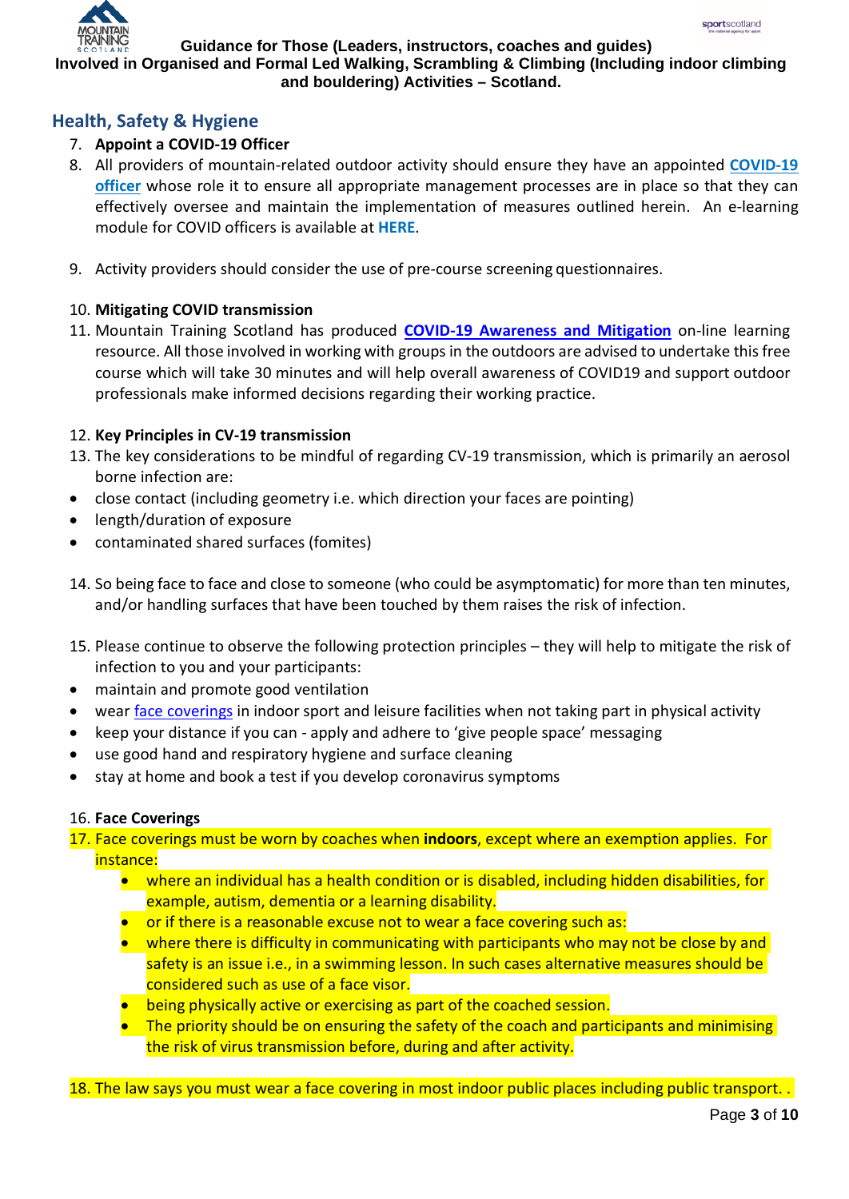## Health, Safety & Hygiene

7. **Appoint a COVID-19 Officer**
8. All providers of mountain-related outdoor activity should ensure they have an appointed **COVID-19 officer** whose role it to ensure all appropriate management processes are in place so that they can effectively oversee and maintain the implementation of measures outlined herein. An e-learning module for COVID officers is available at **HERE**.

9. Activity providers should consider the use of pre-course screening questionnaires.

10. **Mitigating COVID transmission**
11. Mountain Training Scotland has produced **COVID-19 Awareness and Mitigation** on-line learning resource. All those involved in working with groups in the outdoors are advised to undertake this free course which will take 30 minutes and will help overall awareness of COVID19 and support outdoor professionals make informed decisions regarding their working practice.

12. **Key Principles in CV-19 transmission**
13. The key considerations to be mindful of regarding CV-19 transmission, which is primarily an aerosol borne infection are:

- close contact (including geometry i.e. which direction your faces are pointing)
- length/duration of exposure
- contaminated shared surfaces (fomites)

14. So being face to face and close to someone (who could be asymptomatic) for more than ten minutes, and/or handling surfaces that have been touched by them raises the risk of infection.

15. Please continue to observe the following protection principles – they will help to mitigate the risk of infection to you and your participants:

- maintain and promote good ventilation
- wear face coverings in indoor sport and leisure facilities when not taking part in physical activity
- keep your distance if you can - apply and adhere to 'give people space' messaging
- use good hand and respiratory hygiene and surface cleaning
- stay at home and book a test if you develop coronavirus symptoms

16. **Face Coverings**
17. Face coverings must be worn by coaches when **indoors**, except where an exemption applies. For instance:
    - where an individual has a health condition or is disabled, including hidden disabilities, for example, autism, dementia or a learning disability.
    - or if there is a reasonable excuse not to wear a face covering such as:
    - where there is difficulty in communicating with participants who may not be close by and safety is an issue i.e., in a swimming lesson. In such cases alternative measures should be considered such as use of a face visor.
    - being physically active or exercising as part of the coached session.
    - The priority should be on ensuring the safety of the coach and participants and minimising the risk of virus transmission before, during and after activity.

18. The law says you must wear a face covering in most indoor public places including public transport. .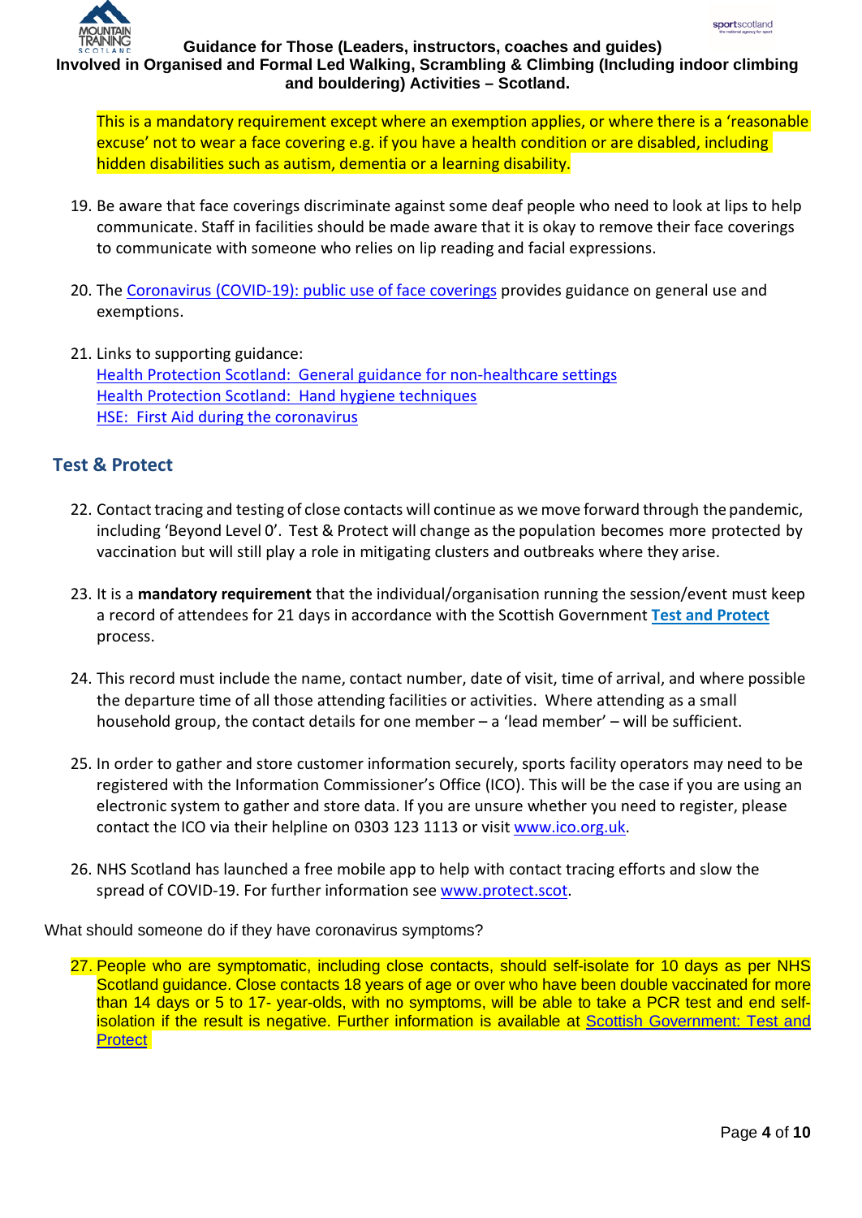This is a mandatory requirement except where an exemption applies, or where there is a 'reasonable excuse' not to wear a face covering e.g. if you have a health condition or are disabled, including hidden disabilities such as autism, dementia or a learning disability.

19. Be aware that face coverings discriminate against some deaf people who need to look at lips to help communicate. Staff in facilities should be made aware that it is okay to remove their face coverings to communicate with someone who relies on lip reading and facial expressions.

20. The Coronavirus (COVID-19): public use of face coverings provides guidance on general use and exemptions.

21. Links to supporting guidance:
    Health Protection Scotland: General guidance for non-healthcare settings
    Health Protection Scotland: Hand hygiene techniques
    HSE: First Aid during the coronavirus

## Test & Protect

22. Contact tracing and testing of close contacts will continue as we move forward through the pandemic, including 'Beyond Level 0'. Test & Protect will change as the population becomes more protected by vaccination but will still play a role in mitigating clusters and outbreaks where they arise.

23. It is a **mandatory requirement** that the individual/organisation running the session/event must keep a record of attendees for 21 days in accordance with the Scottish Government **Test and Protect** process.

24. This record must include the name, contact number, date of visit, time of arrival, and where possible the departure time of all those attending facilities or activities. Where attending as a small household group, the contact details for one member – a 'lead member' – will be sufficient.

25. In order to gather and store customer information securely, sports facility operators may need to be registered with the Information Commissioner's Office (ICO). This will be the case if you are using an electronic system to gather and store data. If you are unsure whether you need to register, please contact the ICO via their helpline on 0303 123 1113 or visit www.ico.org.uk.

26. NHS Scotland has launched a free mobile app to help with contact tracing efforts and slow the spread of COVID-19. For further information see www.protect.scot.

What should someone do if they have coronavirus symptoms?

27. People who are symptomatic, including close contacts, should self-isolate for 10 days as per NHS Scotland guidance. Close contacts 18 years of age or over who have been double vaccinated for more than 14 days or 5 to 17- year-olds, with no symptoms, will be able to take a PCR test and end self-isolation if the result is negative. Further information is available at Scottish Government: Test and Protect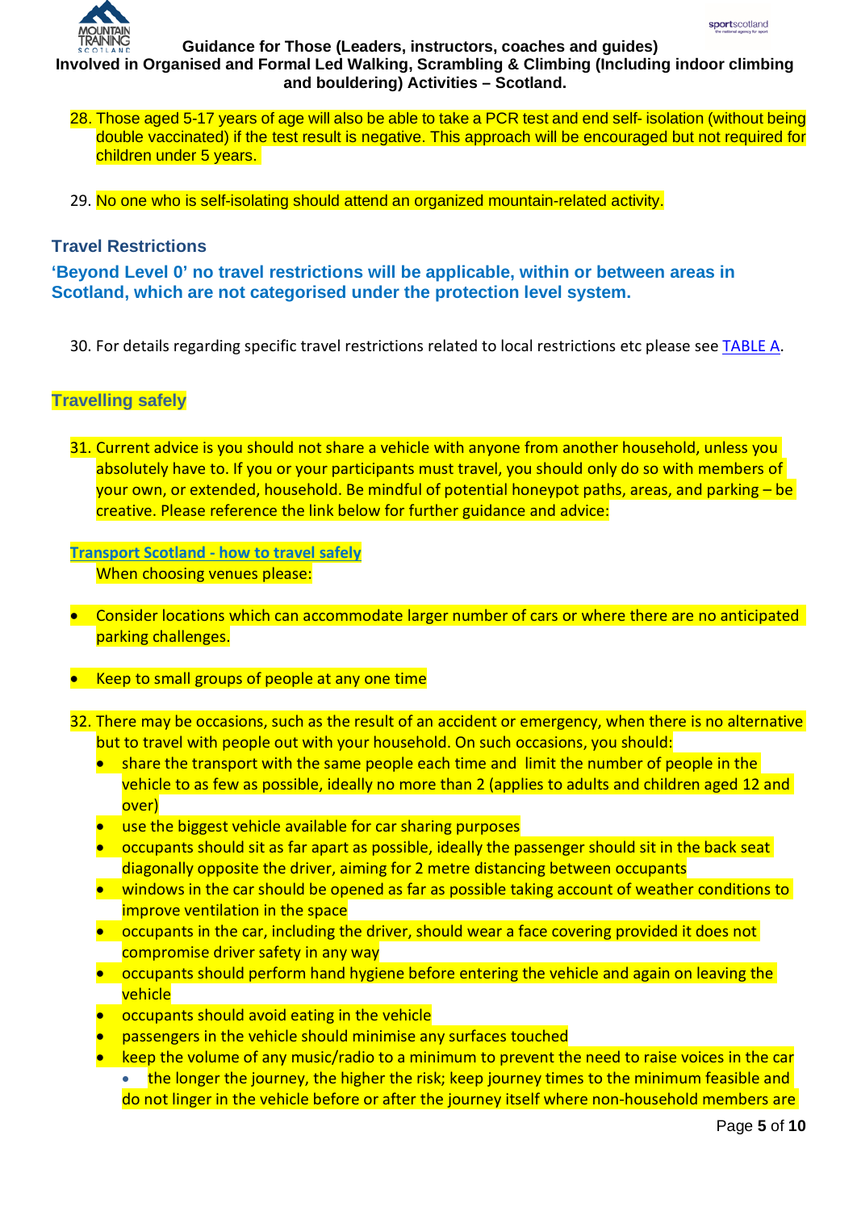28. Those aged 5-17 years of age will also be able to take a PCR test and end self- isolation (without being double vaccinated) if the test result is negative. This approach will be encouraged but not required for children under 5 years.

29. No one who is self-isolating should attend an organized mountain-related activity.

### Travel Restrictions

**'Beyond Level 0' no travel restrictions will be applicable, within or between areas in Scotland, which are not categorised under the protection level system.**

30. For details regarding specific travel restrictions related to local restrictions etc please see TABLE A.

### Travelling safely

31. Current advice is you should not share a vehicle with anyone from another household, unless you absolutely have to. If you or your participants must travel, you should only do so with members of your own, or extended, household. Be mindful of potential honeypot paths, areas, and parking – be creative. Please reference the link below for further guidance and advice:

Transport Scotland - how to travel safely

When choosing venues please:

- Consider locations which can accommodate larger number of cars or where there are no anticipated parking challenges.
- Keep to small groups of people at any one time

32. There may be occasions, such as the result of an accident or emergency, when there is no alternative but to travel with people out with your household. On such occasions, you should:
    - share the transport with the same people each time and limit the number of people in the vehicle to as few as possible, ideally no more than 2 (applies to adults and children aged 12 and over)
    - use the biggest vehicle available for car sharing purposes
    - occupants should sit as far apart as possible, ideally the passenger should sit in the back seat diagonally opposite the driver, aiming for 2 metre distancing between occupants
    - windows in the car should be opened as far as possible taking account of weather conditions to improve ventilation in the space
    - occupants in the car, including the driver, should wear a face covering provided it does not compromise driver safety in any way
    - occupants should perform hand hygiene before entering the vehicle and again on leaving the vehicle
    - occupants should avoid eating in the vehicle
    - passengers in the vehicle should minimise any surfaces touched
    - keep the volume of any music/radio to a minimum to prevent the need to raise voices in the car
        - the longer the journey, the higher the risk; keep journey times to the minimum feasible and do not linger in the vehicle before or after the journey itself where non-household members are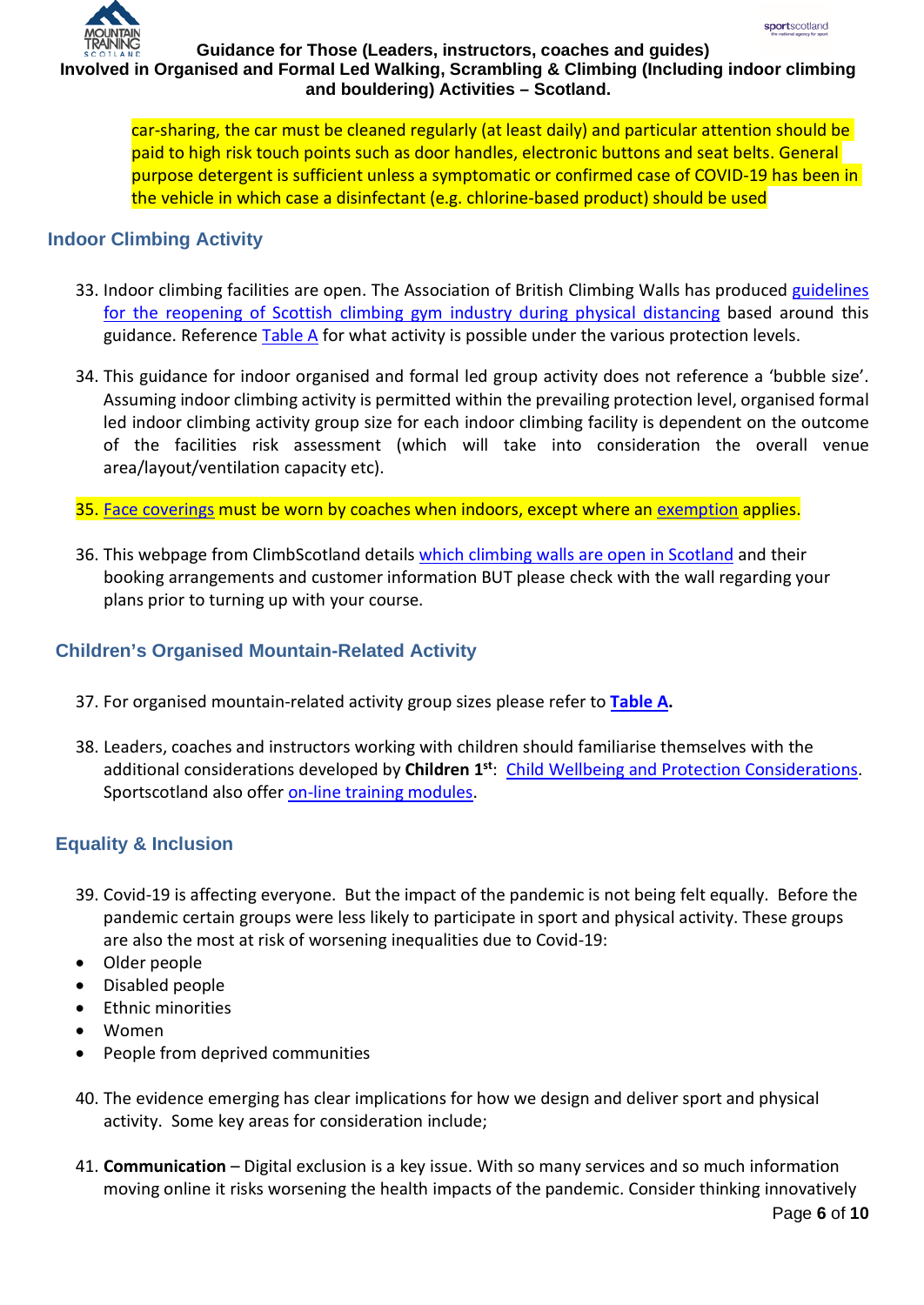car-sharing, the car must be cleaned regularly (at least daily) and particular attention should be paid to high risk touch points such as door handles, electronic buttons and seat belts. General purpose detergent is sufficient unless a symptomatic or confirmed case of COVID-19 has been in the vehicle in which case a disinfectant (e.g. chlorine-based product) should be used

## Indoor Climbing Activity

33. Indoor climbing facilities are open. The Association of British Climbing Walls has produced guidelines for the reopening of Scottish climbing gym industry during physical distancing based around this guidance. Reference Table A for what activity is possible under the various protection levels.

34. This guidance for indoor organised and formal led group activity does not reference a 'bubble size'. Assuming indoor climbing activity is permitted within the prevailing protection level, organised formal led indoor climbing activity group size for each indoor climbing facility is dependent on the outcome of the facilities risk assessment (which will take into consideration the overall venue area/layout/ventilation capacity etc).

35. Face coverings must be worn by coaches when indoors, except where an exemption applies.

36. This webpage from ClimbScotland details which climbing walls are open in Scotland and their booking arrangements and customer information BUT please check with the wall regarding your plans prior to turning up with your course.

## Children's Organised Mountain-Related Activity

37. For organised mountain-related activity group sizes please refer to **Table A.**

38. Leaders, coaches and instructors working with children should familiarise themselves with the additional considerations developed by **Children 1st**: Child Wellbeing and Protection Considerations. Sportscotland also offer on-line training modules.

## Equality & Inclusion

39. Covid-19 is affecting everyone. But the impact of the pandemic is not being felt equally. Before the pandemic certain groups were less likely to participate in sport and physical activity. These groups are also the most at risk of worsening inequalities due to Covid-19:

- Older people
- Disabled people
- Ethnic minorities
- Women
- People from deprived communities

40. The evidence emerging has clear implications for how we design and deliver sport and physical activity. Some key areas for consideration include;

41. **Communication** – Digital exclusion is a key issue. With so many services and so much information moving online it risks worsening the health impacts of the pandemic. Consider thinking innovatively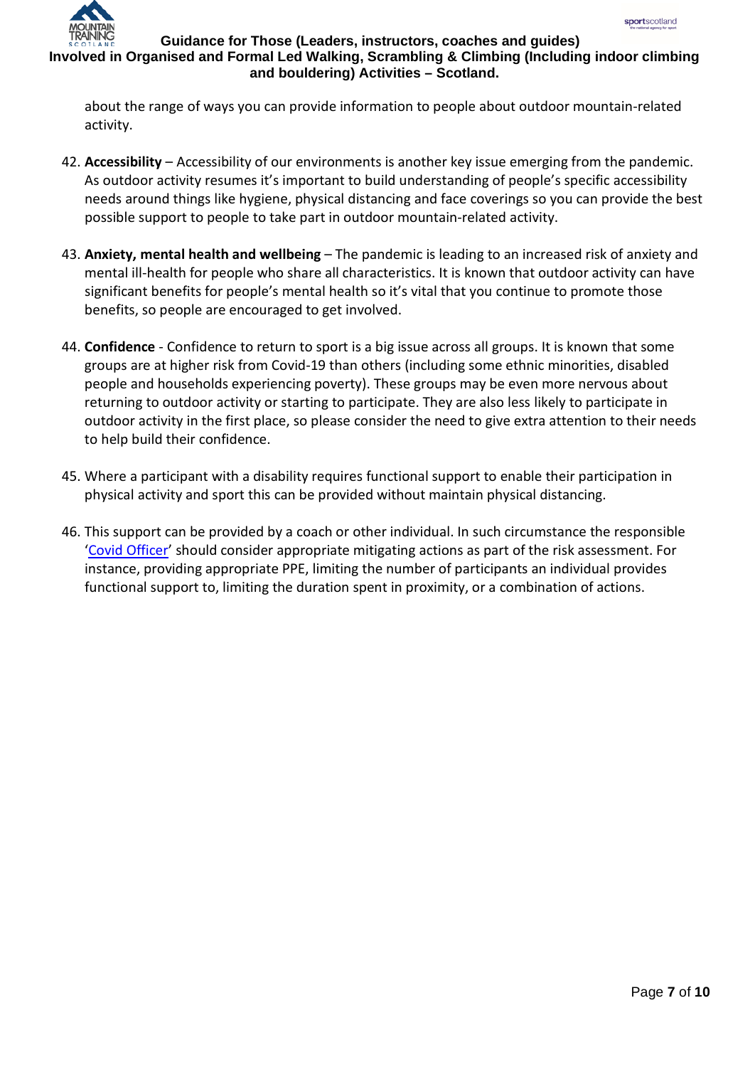about the range of ways you can provide information to people about outdoor mountain-related activity.

42. **Accessibility** – Accessibility of our environments is another key issue emerging from the pandemic. As outdoor activity resumes it's important to build understanding of people's specific accessibility needs around things like hygiene, physical distancing and face coverings so you can provide the best possible support to people to take part in outdoor mountain-related activity.

43. **Anxiety, mental health and wellbeing** – The pandemic is leading to an increased risk of anxiety and mental ill-health for people who share all characteristics. It is known that outdoor activity can have significant benefits for people's mental health so it's vital that you continue to promote those benefits, so people are encouraged to get involved.

44. **Confidence** - Confidence to return to sport is a big issue across all groups. It is known that some groups are at higher risk from Covid-19 than others (including some ethnic minorities, disabled people and households experiencing poverty). These groups may be even more nervous about returning to outdoor activity or starting to participate. They are also less likely to participate in outdoor activity in the first place, so please consider the need to give extra attention to their needs to help build their confidence.

45. Where a participant with a disability requires functional support to enable their participation in physical activity and sport this can be provided without maintain physical distancing.

46. This support can be provided by a coach or other individual. In such circumstance the responsible 'Covid Officer' should consider appropriate mitigating actions as part of the risk assessment. For instance, providing appropriate PPE, limiting the number of participants an individual provides functional support to, limiting the duration spent in proximity, or a combination of actions.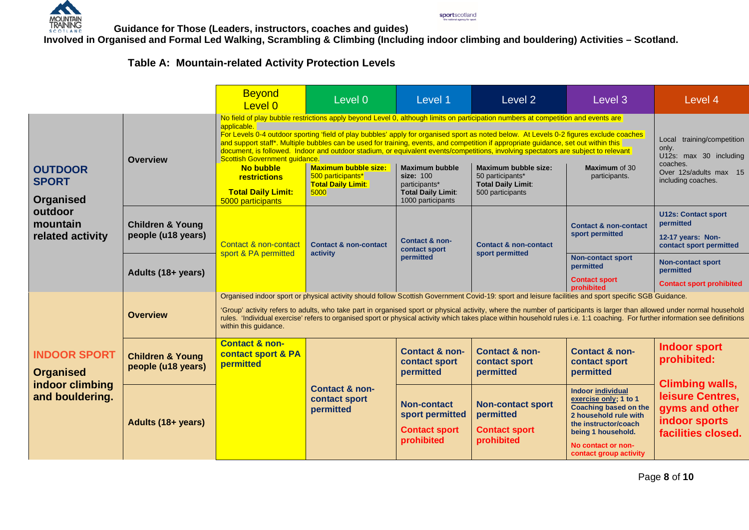Guidance for Those (Leaders, instructors, coaches and guides) Involved in Organised and Formal Led Walking, Scrambling & Climbing (Including indoor climbing and bouldering) Activities – Scotland.

## Table A: Mountain-related Activity Protection Levels

| | | Beyond Level 0 | Level 0 | Level 1 | Level 2 | Level 3 | Level 4 |
|---|---|---|---|---|---|---|---|
| **OUTDOOR SPORT** **Organised outdoor mountain related activity** | **Overview** | No field of play bubble restrictions apply beyond Level 0, although limits on participation numbers at competition and events are applicable. For Levels 0-4 outdoor sporting 'field of play bubbles' apply for organised sport as noted below. At Levels 0-2 figures exclude coaches and support staff*. Multiple bubbles can be used for training, events, and competition if appropriate guidance, set out within this document, is followed. Indoor and outdoor stadium, or equivalent events/competitions, involving spectators are subject to relevant Scottish Government guidance. **No bubble restrictions** **Total Daily Limit:** 5000 participants | **Maximum bubble size:** 500 participants* **Total Daily Limit:** 5000 | **Maximum bubble size:** 100 participants* **Total Daily Limit:** 1000 participants | **Maximum bubble size:** 50 participants* **Total Daily Limit:** 500 participants | **Maximum** of 30 participants. | Local training/competition only. U12s: max 30 including coaches. Over 12s/adults max 15 including coaches. |
| | **Children & Young people (u18 years)** | Contact & non-contact sport & PA permitted | **Contact & non-contact activity** | **Contact & non-contact sport permitted** | **Contact & non-contact sport permitted** | **Contact & non-contact sport permitted** | **U12s: Contact sport permitted** **12-17 years: Non-contact sport permitted** |
| | **Adults (18+ years)** | | | | | **Non-contact sport permitted** **Contact sport prohibited** | **Non-contact sport permitted** **Contact sport prohibited** |
| **INDOOR SPORT** **Organised indoor climbing and bouldering.** | **Overview** | Organised indoor sport or physical activity should follow Scottish Government Covid-19: sport and leisure facilities and sport specific SGB Guidance. 'Group' activity refers to adults, who take part in organised sport or physical activity, where the number of participants is larger than allowed under normal household rules. 'Individual exercise' refers to organised sport or physical activity which takes place within household rules i.e. 1:1 coaching. For further information see definitions within this guidance. | | | | | |
| | **Children & Young people (u18 years)** | **Contact & non-contact sport & PA permitted** | **Contact & non-contact sport permitted** | **Contact & non-contact sport permitted** | **Contact & non-contact sport permitted** | **Contact & non-contact sport permitted** | **Indoor sport prohibited:** **Climbing walls, leisure Centres, gyms and other indoor sports facilities closed.** |
| | **Adults (18+ years)** | | | **Non-contact sport permitted** **Contact sport prohibited** | **Non-contact sport permitted** **Contact sport prohibited** | **Indoor individual exercise only; 1 to 1 Coaching based on the 2 household rule with the instructor/coach being 1 household.** **No contact or non-contact group activity** | |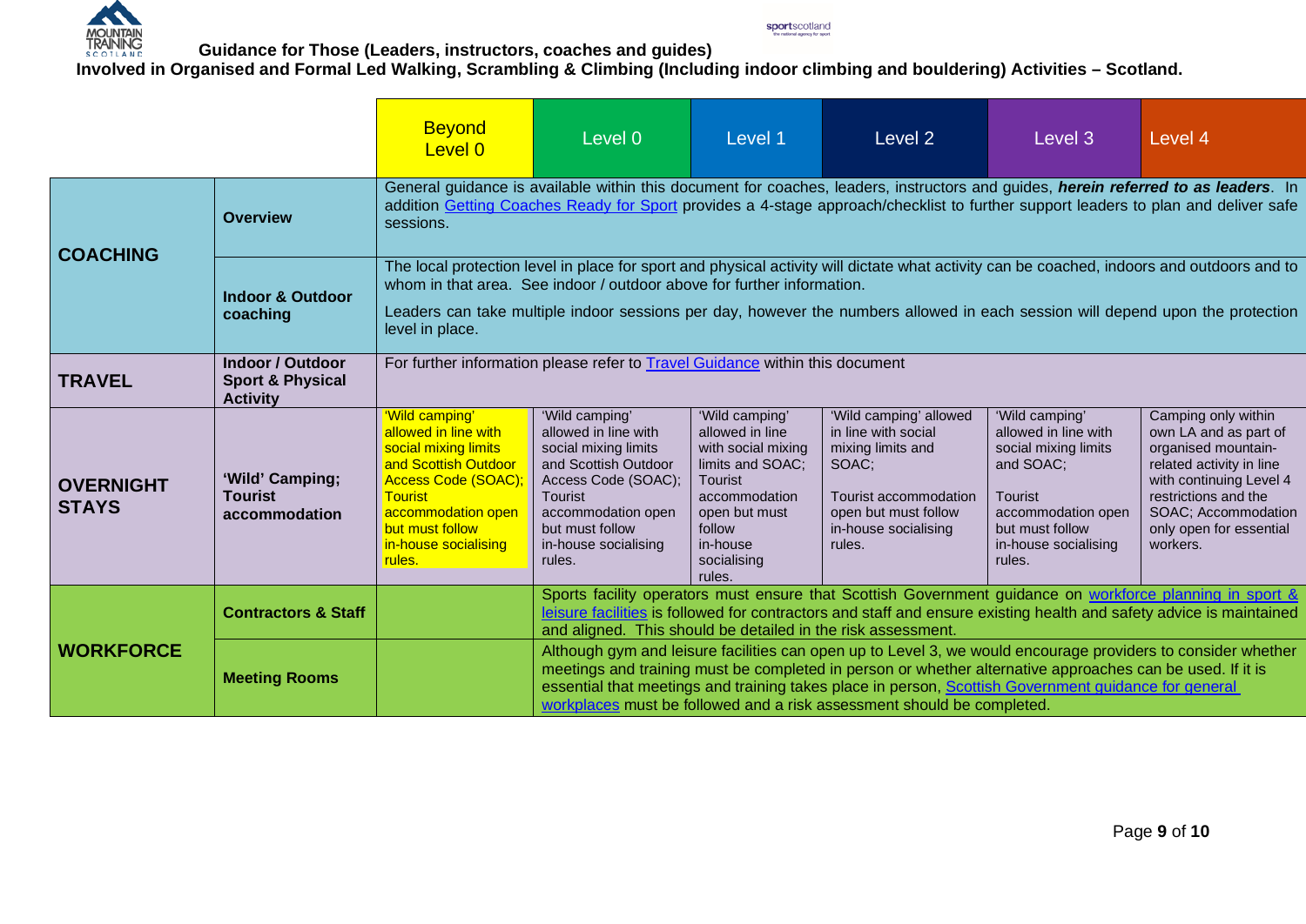**Guidance for Those (Leaders, instructors, coaches and guides) Involved in Organised and Formal Led Walking, Scrambling & Climbing (Including indoor climbing and bouldering) Activities – Scotland.**

| | | Beyond Level 0 | Level 0 | Level 1 | Level 2 | Level 3 | Level 4 |
|---|---|---|---|---|---|---|---|
| **COACHING** | **Overview** | General guidance is available within this document for coaches, leaders, instructors and guides, ***herein referred to as leaders***. In addition [Getting Coaches Ready for Sport]() provides a 4-stage approach/checklist to further support leaders to plan and deliver safe sessions. | | | | | |
| | **Indoor & Outdoor coaching** | The local protection level in place for sport and physical activity will dictate what activity can be coached, indoors and outdoors and to whom in that area. See indoor / outdoor above for further information. Leaders can take multiple indoor sessions per day, however the numbers allowed in each session will depend upon the protection level in place. | | | | | |
| **TRAVEL** | **Indoor / Outdoor Sport & Physical Activity** | For further information please refer to [Travel Guidance]() within this document | | | | | |
| **OVERNIGHT STAYS** | **'Wild' Camping; Tourist accommodation** | 'Wild camping' allowed in line with social mixing limits and Scottish Outdoor Access Code (SOAC); Tourist accommodation open but must follow in-house socialising rules. | 'Wild camping' allowed in line with social mixing limits and Scottish Outdoor Access Code (SOAC); Tourist accommodation open but must follow in-house socialising rules. | 'Wild camping' allowed in line with social mixing limits and SOAC; Tourist accommodation open but must follow in-house socialising rules. | 'Wild camping' allowed in line with social mixing limits and SOAC; Tourist accommodation open but must follow in-house socialising rules. | 'Wild camping' allowed in line with social mixing limits and SOAC; Tourist accommodation open but must follow in-house socialising rules. | Camping only within own LA and as part of organised mountain-related activity in line with continuing Level 4 restrictions and the SOAC; Accommodation only open for essential workers. |
| **WORKFORCE** | **Contractors & Staff** | | Sports facility operators must ensure that Scottish Government guidance on [workforce planning in sport & leisure facilities]() is followed for contractors and staff and ensure existing health and safety advice is maintained and aligned. This should be detailed in the risk assessment. | | | | |
| | **Meeting Rooms** | | Although gym and leisure facilities can open up to Level 3, we would encourage providers to consider whether meetings and training must be completed in person or whether alternative approaches can be used. If it is essential that meetings and training takes place in person, [Scottish Government guidance for general workplaces]() must be followed and a risk assessment should be completed. | | | | |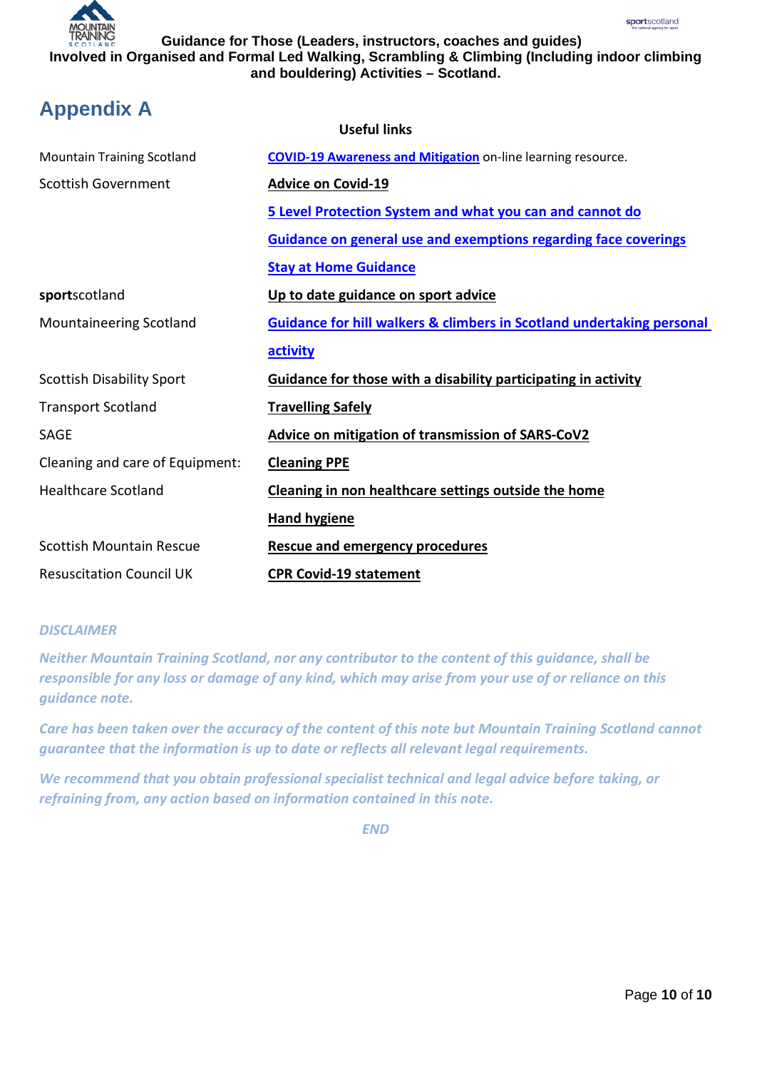## Appendix A

**Useful links**

| | |
|---|---|
| Mountain Training Scotland | [COVID-19 Awareness and Mitigation] on-line learning resource. |
| Scottish Government | Advice on Covid-19 |
| | 5 Level Protection System and what you can and cannot do |
| | Guidance on general use and exemptions regarding face coverings |
| | Stay at Home Guidance |
| **sport**scotland | Up to date guidance on sport advice |
| Mountaineering Scotland | Guidance for hill walkers & climbers in Scotland undertaking personal activity |
| Scottish Disability Sport | Guidance for those with a disability participating in activity |
| Transport Scotland | Travelling Safely |
| SAGE | Advice on mitigation of transmission of SARS-CoV2 |
| Cleaning and care of Equipment: | Cleaning PPE |
| Healthcare Scotland | Cleaning in non healthcare settings outside the home |
| | Hand hygiene |
| Scottish Mountain Rescue | Rescue and emergency procedures |
| Resuscitation Council UK | CPR Covid-19 statement |

*DISCLAIMER*

*Neither Mountain Training Scotland, nor any contributor to the content of this guidance, shall be responsible for any loss or damage of any kind, which may arise from your use of or reliance on this guidance note.*

*Care has been taken over the accuracy of the content of this note but Mountain Training Scotland cannot guarantee that the information is up to date or reflects all relevant legal requirements.*

*We recommend that you obtain professional specialist technical and legal advice before taking, or refraining from, any action based on information contained in this note.*

*END*